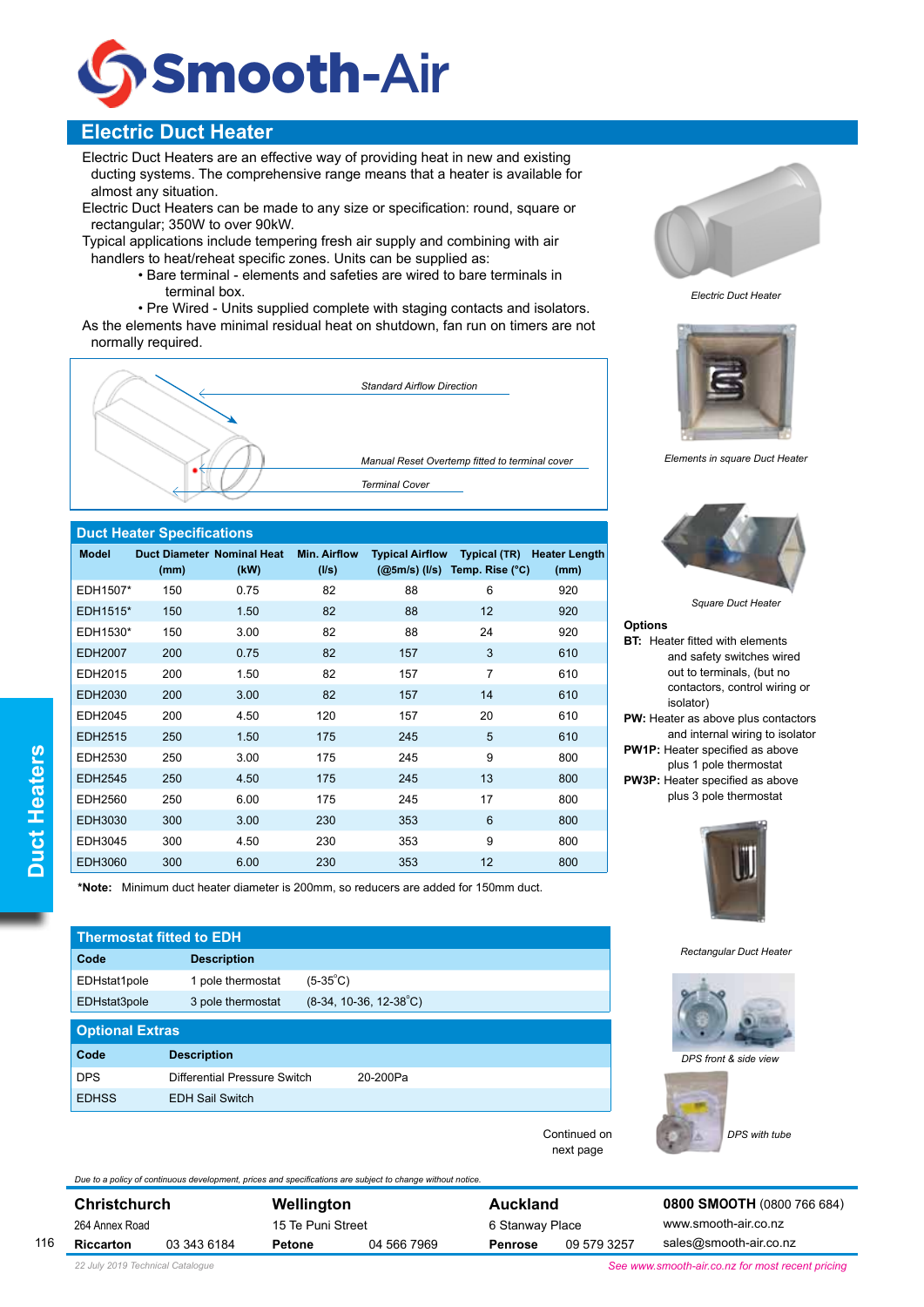# Smooth-Air

## Electric Duct Heater

Electric Duct Heaters are an effective way of providing heat in new and existing ducting systems. The comprehensive range means that a heater is available for almost any situation.

Electric Duct Heaters can be made to any size or specification: round, square or rectangular; 350W to over 90kW.

Typical applications include tempering fresh air supply and combining with air handlers to heat/reheat specific zones. Units can be supplied as:

- Bare terminal - elements and safeties are wired to bare terminals in terminal box.
- Pre Wired - Units supplied complete with staging contacts and isolators.

As the elements have minimal residual heat on shutdown, fan run on timers are not normally required.

*Standard Airflow Direction*

*Manual Reset Overtemp fitted to terminal cover*

*Terminal Cover*

*Electric Duct Heater*

*Elements in square Duct Heater*

*Square Duct Heater*

### Duct Heater Specifications

| Model | Duct Diameter (mm) | Nominal Heat (kW) | Min. Airflow (l/s) | Typical Airflow (@5m/s) (l/s) | Typical (TR) Temp. Rise (°C) | Heater Length (mm) |
|---|---|---|---|---|---|---|
| EDH1507* | 150 | 0.75 | 82 | 88 | 6 | 920 |
| EDH1515* | 150 | 1.50 | 82 | 88 | 12 | 920 |
| EDH1530* | 150 | 3.00 | 82 | 88 | 24 | 920 |
| EDH2007 | 200 | 0.75 | 82 | 157 | 3 | 610 |
| EDH2015 | 200 | 1.50 | 82 | 157 | 7 | 610 |
| EDH2030 | 200 | 3.00 | 82 | 157 | 14 | 610 |
| EDH2045 | 200 | 4.50 | 120 | 157 | 20 | 610 |
| EDH2515 | 250 | 1.50 | 175 | 245 | 5 | 610 |
| EDH2530 | 250 | 3.00 | 175 | 245 | 9 | 800 |
| EDH2545 | 250 | 4.50 | 175 | 245 | 13 | 800 |
| EDH2560 | 250 | 6.00 | 175 | 245 | 17 | 800 |
| EDH3030 | 300 | 3.00 | 230 | 353 | 6 | 800 |
| EDH3045 | 300 | 4.50 | 230 | 353 | 9 | 800 |
| EDH3060 | 300 | 6.00 | 230 | 353 | 12 | 800 |

**\*Note:** Minimum duct heater diameter is 200mm, so reducers are added for 150mm duct.

**Options**

**BT:** Heater fitted with elements and safety switches wired out to terminals, (but no contactors, control wiring or isolator)

**PW:** Heater as above plus contactors and internal wiring to isolator

**PW1P:** Heater specified as above plus 1 pole thermostat

**PW3P:** Heater specified as above plus 3 pole thermostat

### Thermostat fitted to EDH

| Code | Description | |
|---|---|---|
| EDHstat1pole | 1 pole thermostat | (5-35°C) |
| EDHstat3pole | 3 pole thermostat | (8-34, 10-36, 12-38°C) |

### Optional Extras

| Code | Description | |
|---|---|---|
| DPS | Differential Pressure Switch | 20-200Pa |
| EDHSS | EDH Sail Switch | |

*Rectangular Duct Heater*

*DPS front & side view*

*DPS with tube*

Continued on next page

*Due to a policy of continuous development, prices and specifications are subject to change without notice.*

**Christchurch** 264 Annex Road **Riccarton** 03 343 6184

**Wellington** 15 Te Puni Street **Petone** 04 566 7969

**Auckland** 6 Stanway Place **Penrose** 09 579 3257

**0800 SMOOTH** (0800 766 684) www.smooth-air.co.nz sales@smooth-air.co.nz

*22 July 2019 Technical Catalogue*

*See www.smooth-air.co.nz for most recent pricing*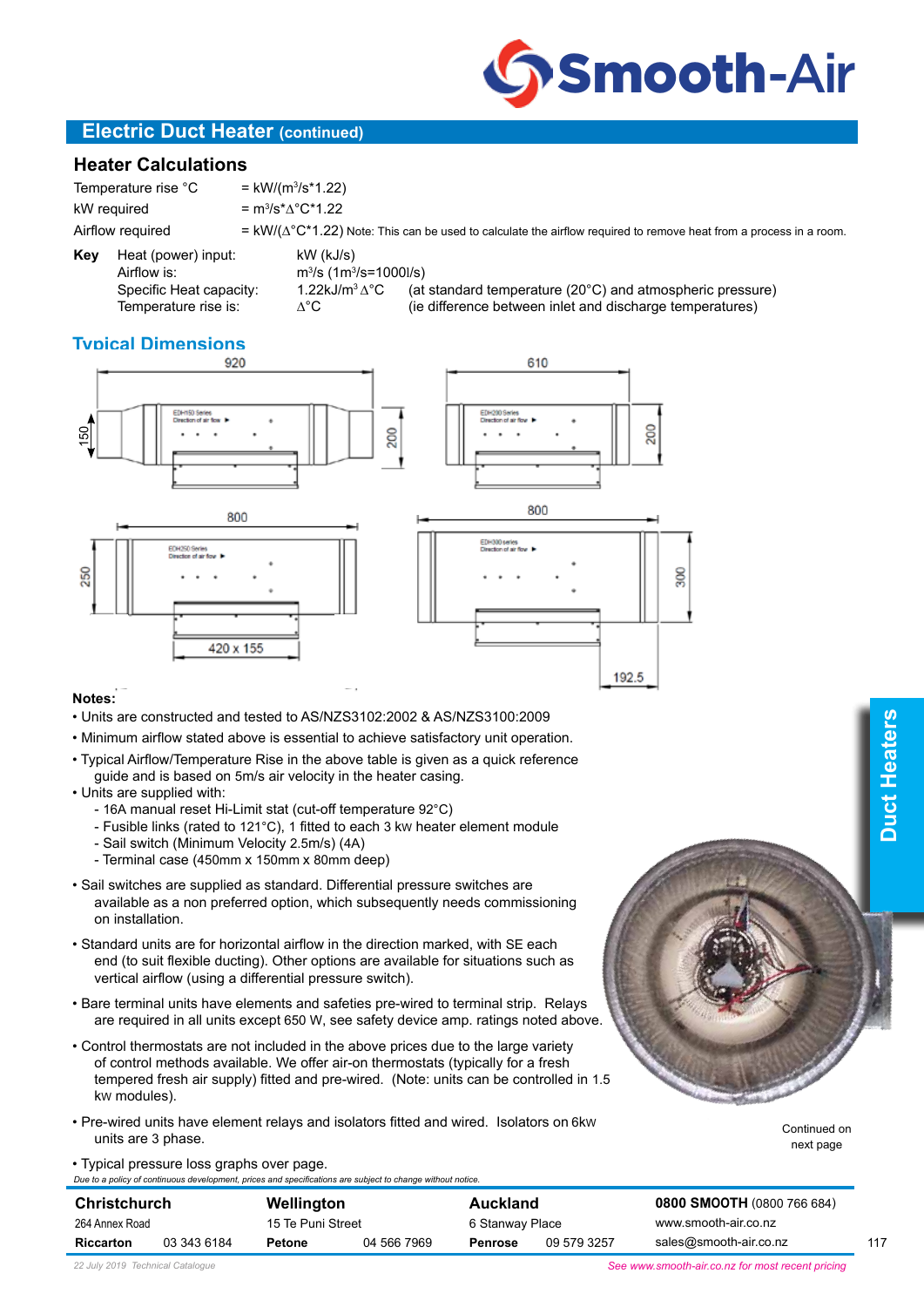## Electric Duct Heater (continued)

### Heater Calculations

| | |
|---|---|
| Temperature rise °C | = kW/($m^3$/s*1.22) |
| kW required | = $m^3$/s*Δ°C*1.22 |
| Airflow required | = kW/(Δ°C*1.22) Note: This can be used to calculate the airflow required to remove heat from a process in a room. |

**Key**

| | | |
|---|---|---|
| Heat (power) input: | kW (kJ/s) | |
| Airflow is: | $m^3$/s (1$m^3$/s=1000l/s) | |
| Specific Heat capacity: | 1.22kJ/$m^3$ Δ°C | (at standard temperature (20°C) and atmospheric pressure) |
| Temperature rise is: | Δ°C | (ie difference between inlet and discharge temperatures) |

### Typical Dimensions

EDH150 Series: 920 × 200, 150 spigot

EDH200 Series: 610 × 200

EDH250 Series: 800 × 250, 420 x 155

EDH300 series: 800 × 300, 192.5

**Notes:**

- Units are constructed and tested to AS/NZS3102:2002 & AS/NZS3100:2009
- Minimum airflow stated above is essential to achieve satisfactory unit operation.
- Typical Airflow/Temperature Rise in the above table is given as a quick reference guide and is based on 5m/s air velocity in the heater casing.
- Units are supplied with:
  - 16A manual reset Hi-Limit stat (cut-off temperature 92°C)
  - Fusible links (rated to 121°C), 1 fitted to each 3 kw heater element module
  - Sail switch (Minimum Velocity 2.5m/s) (4A)
  - Terminal case (450mm x 150mm x 80mm deep)
- Sail switches are supplied as standard. Differential pressure switches are available as a non preferred option, which subsequently needs commissioning on installation.
- Standard units are for horizontal airflow in the direction marked, with SE each end (to suit flexible ducting). Other options are available for situations such as vertical airflow (using a differential pressure switch).
- Bare terminal units have elements and safeties pre-wired to terminal strip. Relays are required in all units except 650 W, see safety device amp. ratings noted above.
- Control thermostats are not included in the above prices due to the large variety of control methods available. We offer air-on thermostats (typically for a fresh tempered fresh air supply) fitted and pre-wired. (Note: units can be controlled in 1.5 kw modules).
- Pre-wired units have element relays and isolators fitted and wired. Isolators on 6kw units are 3 phase.
- Typical pressure loss graphs over page.

Continued on next page

*Due to a policy of continuous development, prices and specifications are subject to change without notice.*

| Christchurch | | Wellington | | Auckland | | 0800 SMOOTH (0800 766 684) |
|---|---|---|---|---|---|---|
| 264 Annex Road | | 15 Te Puni Street | | 6 Stanway Place | | www.smooth-air.co.nz |
| Riccarton | 03 343 6184 | Petone | 04 566 7969 | Penrose | 09 579 3257 | sales@smooth-air.co.nz |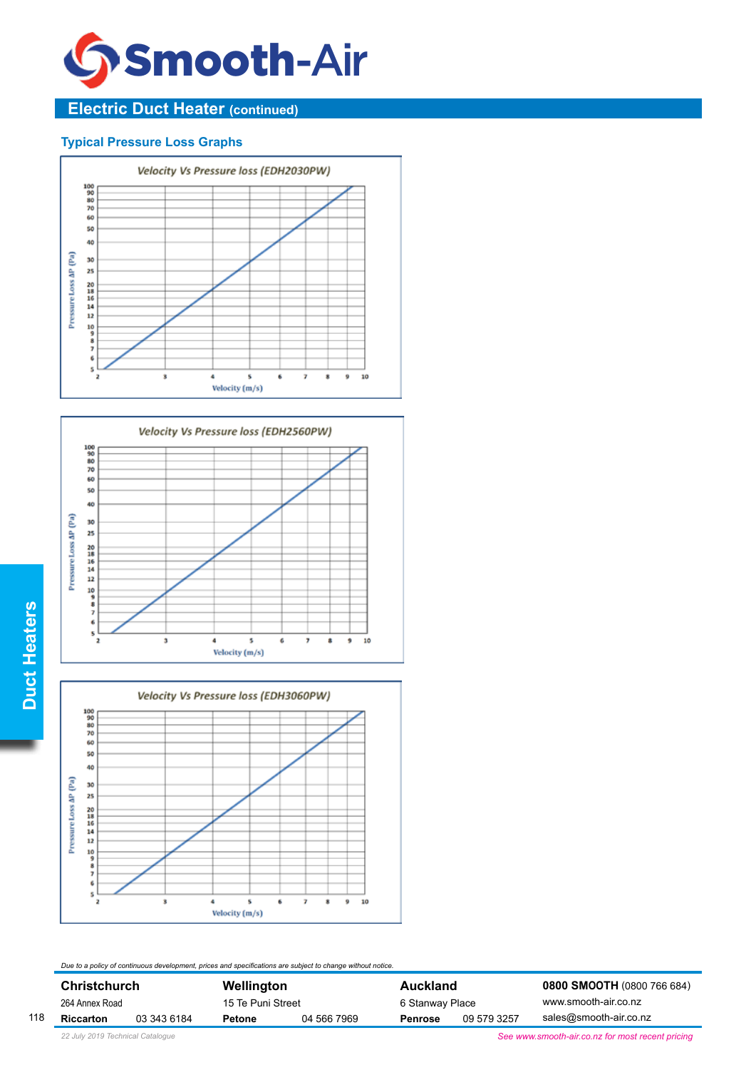## Electric Duct Heater (continued)

### Typical Pressure Loss Graphs

Velocity Vs Pressure loss (EDH2030PW)

Pressure Loss ΔP (Pa)

100
90
80
70
60
50
40
30
25
20
18
16
14
12
10
9
8
7
6
5

2 3 4 5 6 7 8 9 10

Velocity (m/s)

Velocity Vs Pressure loss (EDH2560PW)

Pressure Loss ΔP (Pa)

100
90
80
70
60
50
40
30
25
20
18
16
14
12
10
9
8
7
6
5

2 3 4 5 6 7 8 9 10

Velocity (m/s)

Velocity Vs Pressure loss (EDH3060PW)

Pressure Loss ΔP (Pa)

100
90
80
70
60
50
40
30
25
20
18
16
14
12
10
9
8
7
6
5

2 3 4 5 6 7 8 9 10

Velocity (m/s)

*Due to a policy of continuous development, prices and specifications are subject to change without notice.*

**Christchurch**
264 Annex Road
**Riccarton** 03 343 6184

**Wellington**
15 Te Puni Street
**Petone** 04 566 7969

**Auckland**
6 Stanway Place
**Penrose** 09 579 3257

**0800 SMOOTH** (0800 766 684)
www.smooth-air.co.nz
sales@smooth-air.co.nz

*22 July 2019 Technical Catalogue*

*See www.smooth-air.co.nz for most recent pricing*